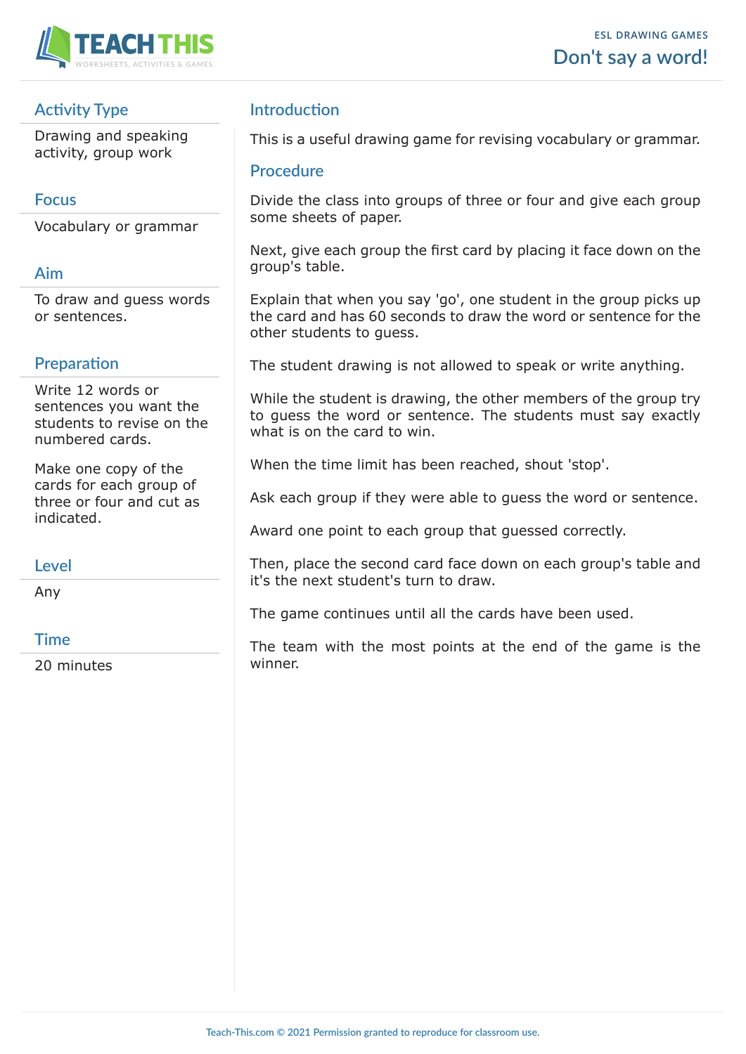ESL DRAWING GAMES

# Don't say a word!

## Activity Type

Drawing and speaking activity, group work

## Focus

Vocabulary or grammar

## Aim

To draw and guess words or sentences.

## Preparation

Write 12 words or sentences you want the students to revise on the numbered cards.

Make one copy of the cards for each group of three or four and cut as indicated.

## Level

Any

## Time

20 minutes

## Introduction

This is a useful drawing game for revising vocabulary or grammar.

## Procedure

Divide the class into groups of three or four and give each group some sheets of paper.

Next, give each group the first card by placing it face down on the group's table.

Explain that when you say 'go', one student in the group picks up the card and has 60 seconds to draw the word or sentence for the other students to guess.

The student drawing is not allowed to speak or write anything.

While the student is drawing, the other members of the group try to guess the word or sentence. The students must say exactly what is on the card to win.

When the time limit has been reached, shout 'stop'.

Ask each group if they were able to guess the word or sentence.

Award one point to each group that guessed correctly.

Then, place the second card face down on each group's table and it's the next student's turn to draw.

The game continues until all the cards have been used.

The team with the most points at the end of the game is the winner.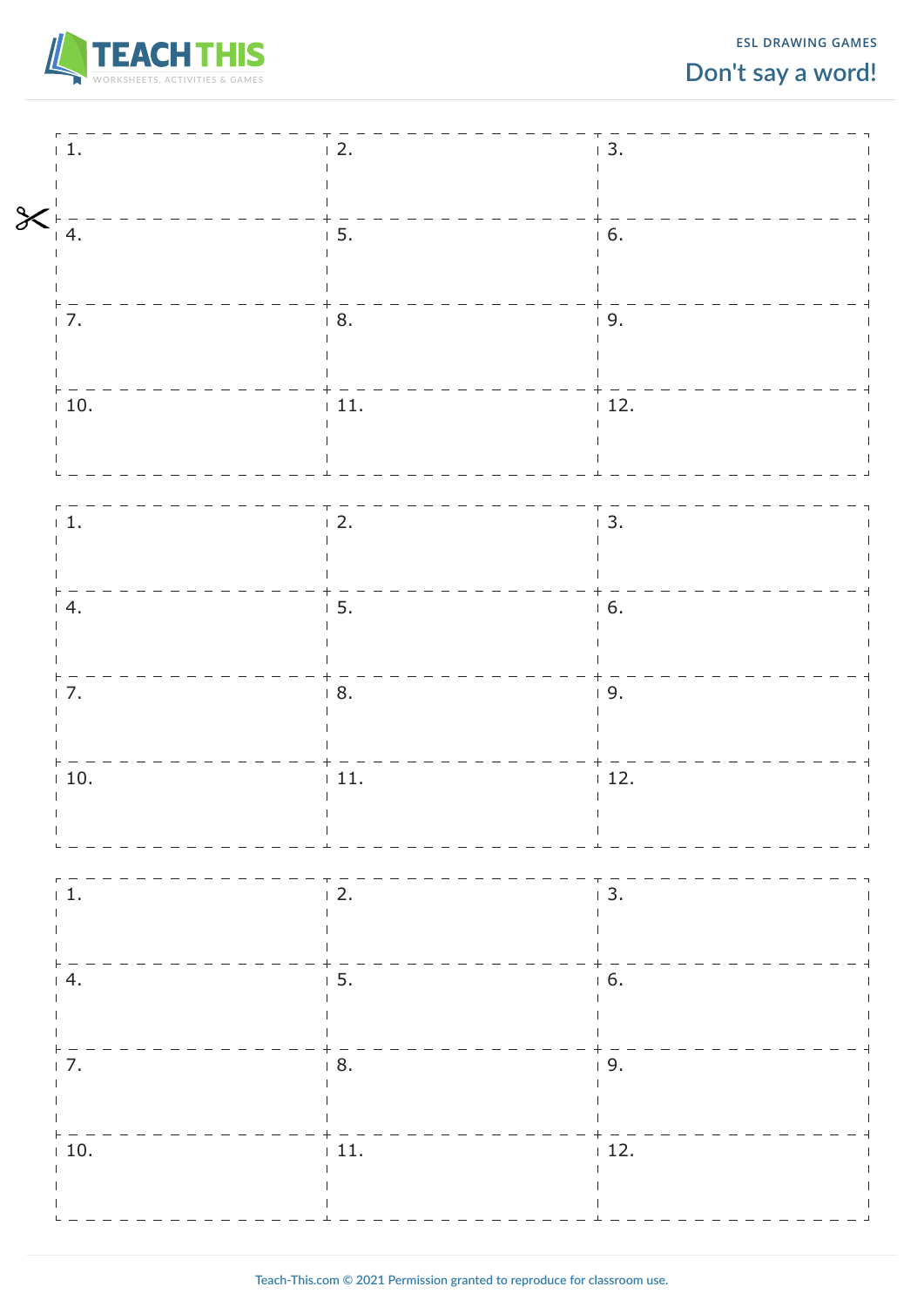ESL DRAWING GAMES

# Don't say a word!

| | | |
|---|---|---|
| 1. | 2. | 3. |
| 4. | 5. | 6. |
| 7. | 8. | 9. |
| 10. | 11. | 12. |

| | | |
|---|---|---|
| 1. | 2. | 3. |
| 4. | 5. | 6. |
| 7. | 8. | 9. |
| 10. | 11. | 12. |

| | | |
|---|---|---|
| 1. | 2. | 3. |
| 4. | 5. | 6. |
| 7. | 8. | 9. |
| 10. | 11. | 12. |

Teach-This.com © 2021 Permission granted to reproduce for classroom use.